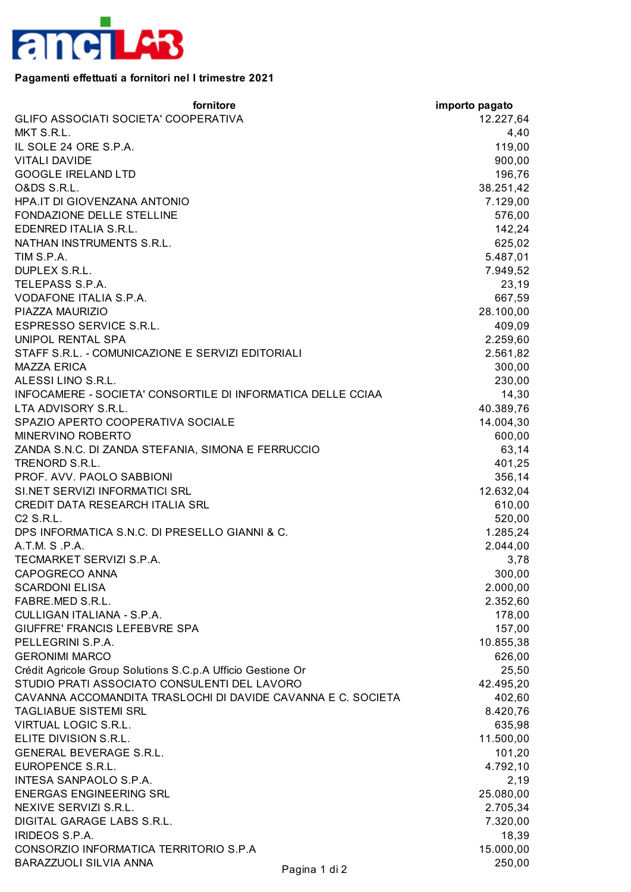**Pagamenti effettuati a fornitori nel I trimestre 2021**

| fornitore | importo pagato |
|---|---|
| GLIFO ASSOCIATI SOCIETA' COOPERATIVA | 12.227,64 |
| MKT S.R.L. | 4,40 |
| IL SOLE 24 ORE S.P.A. | 119,00 |
| VITALI DAVIDE | 900,00 |
| GOOGLE IRELAND LTD | 196,76 |
| O&DS S.R.L. | 38.251,42 |
| HPA.IT DI GIOVENZANA ANTONIO | 7.129,00 |
| FONDAZIONE DELLE STELLINE | 576,00 |
| EDENRED ITALIA S.R.L. | 142,24 |
| NATHAN INSTRUMENTS S.R.L. | 625,02 |
| TIM S.P.A. | 5.487,01 |
| DUPLEX S.R.L. | 7.949,52 |
| TELEPASS S.P.A. | 23,19 |
| VODAFONE ITALIA S.P.A. | 667,59 |
| PIAZZA MAURIZIO | 28.100,00 |
| ESPRESSO SERVICE S.R.L. | 409,09 |
| UNIPOL RENTAL SPA | 2.259,60 |
| STAFF S.R.L. - COMUNICAZIONE E SERVIZI EDITORIALI | 2.561,82 |
| MAZZA ERICA | 300,00 |
| ALESSI LINO S.R.L. | 230,00 |
| INFOCAMERE - SOCIETA' CONSORTILE DI INFORMATICA DELLE CCIAA | 14,30 |
| LTA ADVISORY S.R.L. | 40.389,76 |
| SPAZIO APERTO COOPERATIVA SOCIALE | 14.004,30 |
| MINERVINO ROBERTO | 600,00 |
| ZANDA S.N.C. DI ZANDA STEFANIA, SIMONA E FERRUCCIO | 63,14 |
| TRENORD S.R.L. | 401,25 |
| PROF. AVV. PAOLO SABBIONI | 356,14 |
| SI.NET SERVIZI INFORMATICI SRL | 12.632,04 |
| CREDIT DATA RESEARCH ITALIA SRL | 610,00 |
| C2 S.R.L. | 520,00 |
| DPS INFORMATICA S.N.C. DI PRESELLO GIANNI & C. | 1.285,24 |
| A.T.M. S .P.A. | 2.044,00 |
| TECMARKET SERVIZI S.P.A. | 3,78 |
| CAPOGRECO ANNA | 300,00 |
| SCARDONI ELISA | 2.000,00 |
| FABRE.MED S.R.L. | 2.352,60 |
| CULLIGAN ITALIANA - S.P.A. | 178,00 |
| GIUFFRE' FRANCIS LEFEBVRE SPA | 157,00 |
| PELLEGRINI S.P.A. | 10.855,38 |
| GERONIMI MARCO | 626,00 |
| Crédit Agricole Group Solutions S.C.p.A Ufficio Gestione Or | 25,50 |
| STUDIO PRATI ASSOCIATO CONSULENTI DEL LAVORO | 42.495,20 |
| CAVANNA ACCOMANDITA TRASLOCHI DI DAVIDE CAVANNA E C. SOCIETA | 402,60 |
| TAGLIABUE SISTEMI SRL | 8.420,76 |
| VIRTUAL LOGIC S.R.L. | 635,98 |
| ELITE DIVISION S.R.L. | 11.500,00 |
| GENERAL BEVERAGE S.R.L. | 101,20 |
| EUROPENCE S.R.L. | 4.792,10 |
| INTESA SANPAOLO S.P.A. | 2,19 |
| ENERGAS ENGINEERING SRL | 25.080,00 |
| NEXIVE SERVIZI S.R.L. | 2.705,34 |
| DIGITAL GARAGE LABS S.R.L. | 7.320,00 |
| IRIDEOS S.P.A. | 18,39 |
| CONSORZIO INFORMATICA TERRITORIO S.P.A | 15.000,00 |
| BARAZZUOLI SILVIA ANNA | 250,00 |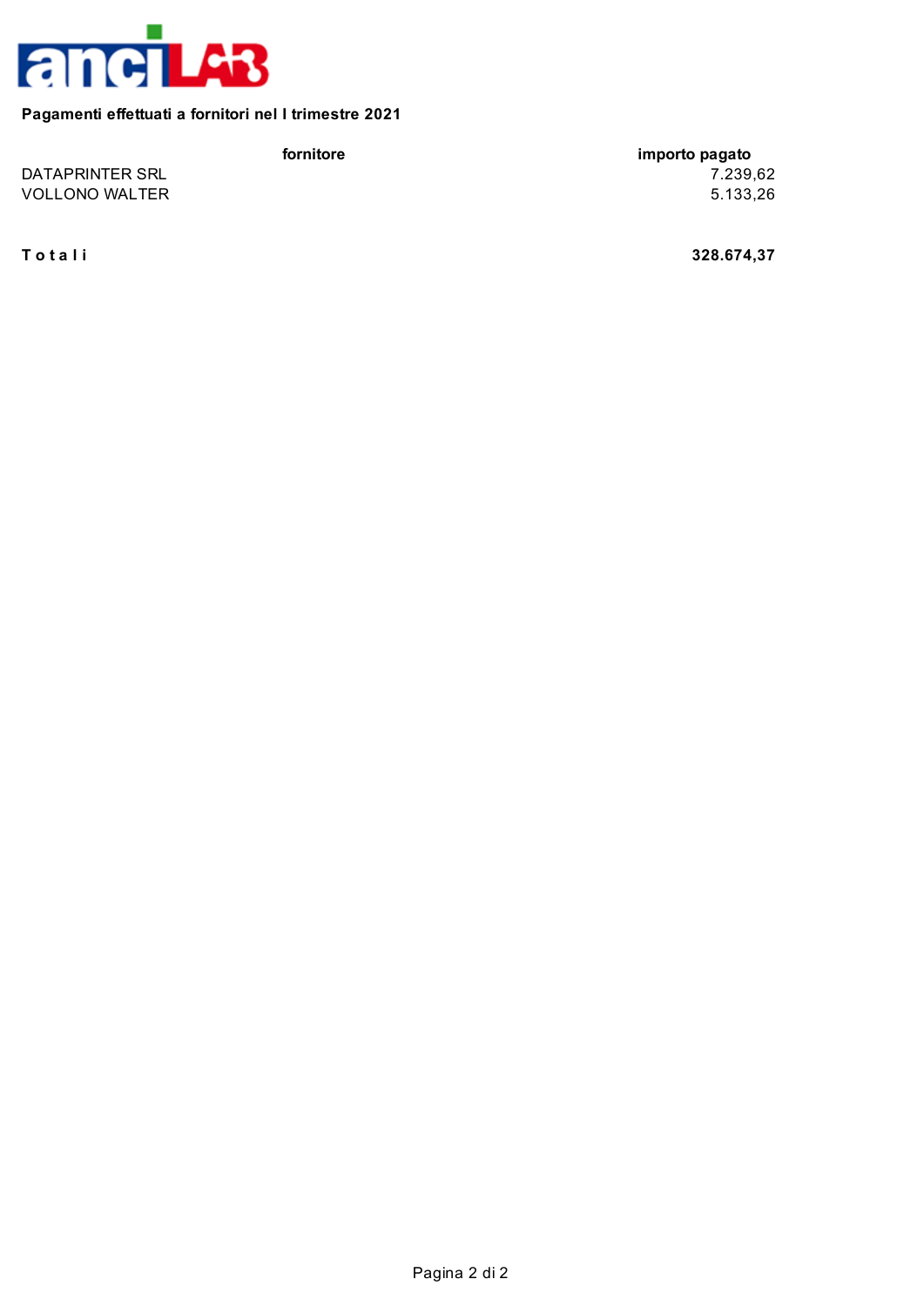**Pagamenti effettuati a fornitori nel I trimestre 2021**

| fornitore | importo pagato |
|---|---|
| DATAPRINTER SRL | 7.239,62 |
| VOLLONO WALTER | 5.133,26 |
| **T o t a l i** | **328.674,37** |